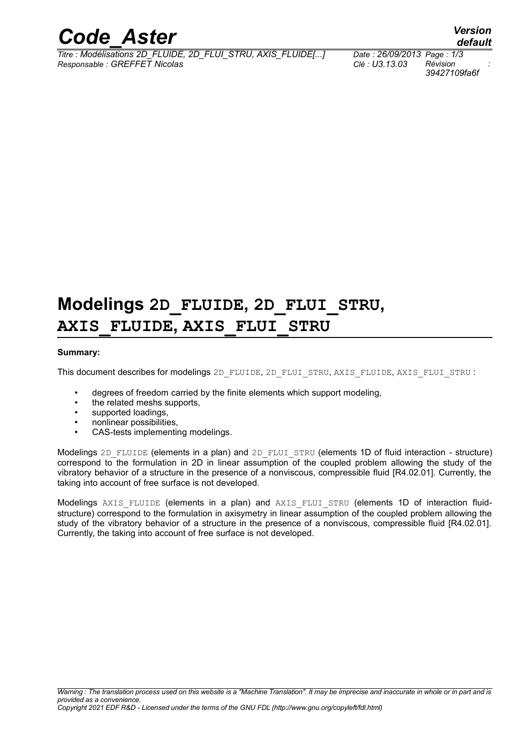# Modelings 2D_FLUIDE, 2D_FLUI_STRU, AXIS_FLUIDE, AXIS_FLUI_STRU

**Summary:**

This document describes for modelings 2D_FLUIDE, 2D_FLUI_STRU, AXIS_FLUIDE, AXIS_FLUI_STRU :

- degrees of freedom carried by the finite elements which support modeling,
- the related meshs supports,
- supported loadings,
- nonlinear possibilities,
- CAS-tests implementing modelings.

Modelings 2D_FLUIDE (elements in a plan) and 2D_FLUI_STRU (elements 1D of fluid interaction - structure) correspond to the formulation in 2D in linear assumption of the coupled problem allowing the study of the vibratory behavior of a structure in the presence of a nonviscous, compressible fluid [R4.02.01]. Currently, the taking into account of free surface is not developed.

Modelings AXIS_FLUIDE (elements in a plan) and AXIS_FLUI_STRU (elements 1D of interaction fluid-structure) correspond to the formulation in axisymetry in linear assumption of the coupled problem allowing the study of the vibratory behavior of a structure in the presence of a nonviscous, compressible fluid [R4.02.01]. Currently, the taking into account of free surface is not developed.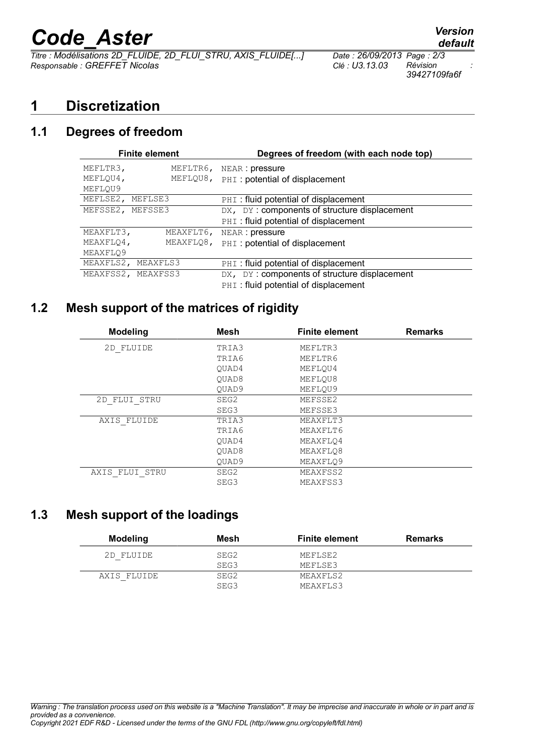# 1 Discretization

## 1.1 Degrees of freedom

| Finite element | Degrees of freedom (with each node top) |
|---|---|
| MEFLTR3, MEFLTR6, MEFLQU4, MEFLQU8, MEFLQU9 | NEAR : pressure<br>PHI : potential of displacement |
| MEFLSE2, MEFLSE3 | PHI : fluid potential of displacement |
| MEFSSE2, MEFSSE3 | DX, DY : components of structure displacement<br>PHI : fluid potential of displacement |
| MEAXFLT3, MEAXFLT6, MEAXFLQ4, MEAXFLQ8, MEAXFLQ9 | NEAR : pressure<br>PHI : potential of displacement |
| MEAXFLS2, MEAXFLS3 | PHI : fluid potential of displacement |
| MEAXFSS2, MEAXFSS3 | DX, DY : components of structure displacement<br>PHI : fluid potential of displacement |

## 1.2 Mesh support of the matrices of rigidity

| Modeling | Mesh | Finite element | Remarks |
|---|---|---|---|
| 2D_FLUIDE | TRIA3 | MEFLTR3 | |
| | TRIA6 | MEFLTR6 | |
| | QUAD4 | MEFLQU4 | |
| | QUAD8 | MEFLQU8 | |
| | QUAD9 | MEFLQU9 | |
| 2D_FLUI_STRU | SEG2 | MEFSSE2 | |
| | SEG3 | MEFSSE3 | |
| AXIS_FLUIDE | TRIA3 | MEAXFLT3 | |
| | TRIA6 | MEAXFLT6 | |
| | QUAD4 | MEAXFLQ4 | |
| | QUAD8 | MEAXFLQ8 | |
| | QUAD9 | MEAXFLQ9 | |
| AXIS_FLUI_STRU | SEG2 | MEAXFSS2 | |
| | SEG3 | MEAXFSS3 | |

## 1.3 Mesh support of the loadings

| Modeling | Mesh | Finite element | Remarks |
|---|---|---|---|
| 2D_FLUIDE | SEG2 | MEFLSE2 | |
| | SEG3 | MEFLSE3 | |
| AXIS_FLUIDE | SEG2 | MEAXFLS2 | |
| | SEG3 | MEAXFLS3 | |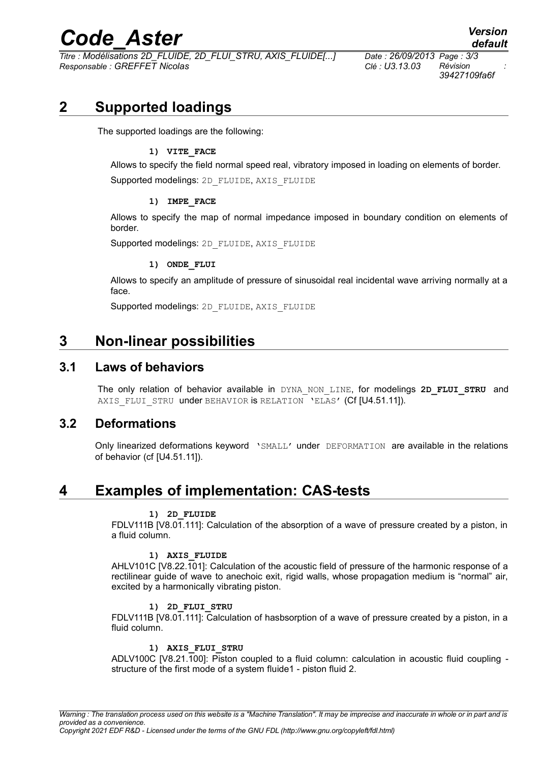# 2 Supported loadings

The supported loadings are the following:

**1) VITE_FACE**

Allows to specify the field normal speed real, vibratory imposed in loading on elements of border.

Supported modelings: 2D_FLUIDE, AXIS_FLUIDE

**1) IMPE_FACE**

Allows to specify the map of normal impedance imposed in boundary condition on elements of border.

Supported modelings: 2D_FLUIDE, AXIS_FLUIDE

**1) ONDE_FLUI**

Allows to specify an amplitude of pressure of sinusoidal real incidental wave arriving normally at a face.

Supported modelings: 2D_FLUIDE, AXIS_FLUIDE

# 3 Non-linear possibilities

## 3.1 Laws of behaviors

The only relation of behavior available in DYNA_NON_LINE, for modelings **2D_FLUI_STRU** and AXIS_FLUI_STRU under BEHAVIOR is RELATION 'ELAS' (Cf [U4.51.11]).

## 3.2 Deformations

Only linearized deformations keyword 'SMALL' under DEFORMATION are available in the relations of behavior (cf [U4.51.11]).

# 4 Examples of implementation: CAS-tests

**1) 2D_FLUIDE**

FDLV111B [V8.01.111]: Calculation of the absorption of a wave of pressure created by a piston, in a fluid column.

**1) AXIS_FLUIDE**

AHLV101C [V8.22.101]: Calculation of the acoustic field of pressure of the harmonic response of a rectilinear guide of wave to anechoic exit, rigid walls, whose propagation medium is “normal” air, excited by a harmonically vibrating piston.

**1) 2D_FLUI_STRU**

FDLV111B [V8.01.111]: Calculation of hasbsorption of a wave of pressure created by a piston, in a fluid column.

**1) AXIS_FLUI_STRU**

ADLV100C [V8.21.100]: Piston coupled to a fluid column: calculation in acoustic fluid coupling - structure of the first mode of a system fluide1 - piston fluid 2.